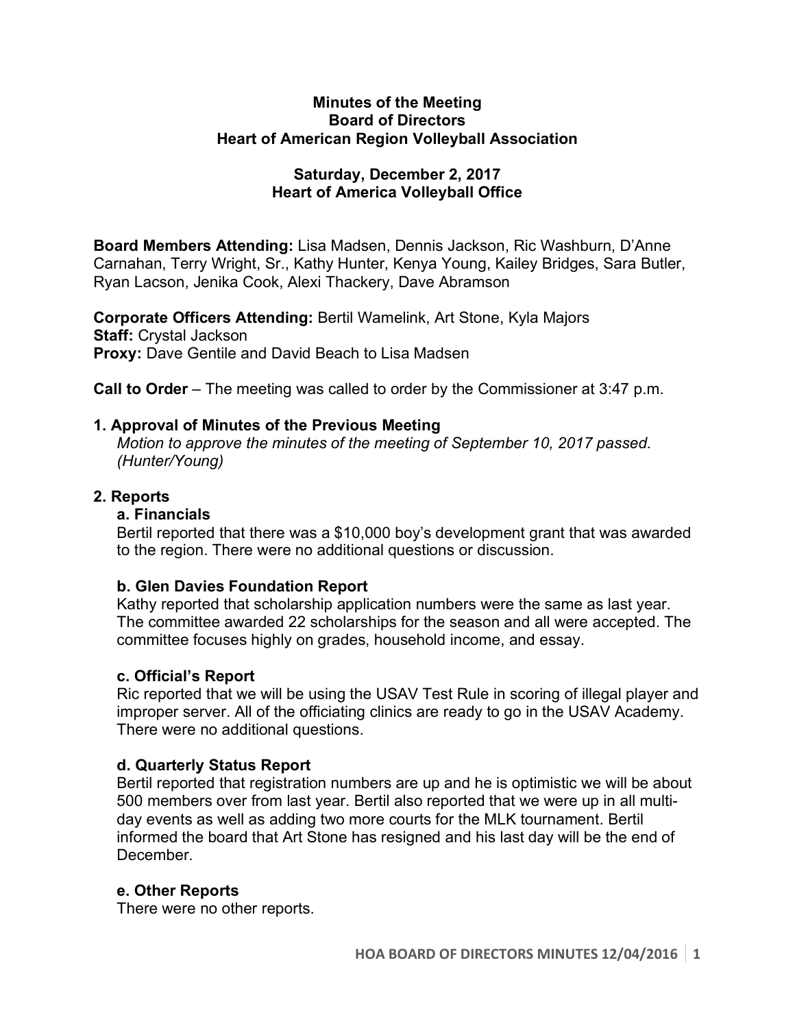**Minutes of the Meeting**
**Board of Directors**
**Heart of American Region Volleyball Association**

**Saturday, December 2, 2017**
**Heart of America Volleyball Office**

**Board Members Attending:** Lisa Madsen, Dennis Jackson, Ric Washburn, D'Anne Carnahan, Terry Wright, Sr., Kathy Hunter, Kenya Young, Kailey Bridges, Sara Butler, Ryan Lacson, Jenika Cook, Alexi Thackery, Dave Abramson

**Corporate Officers Attending:** Bertil Wamelink, Art Stone, Kyla Majors
**Staff:** Crystal Jackson
**Proxy:** Dave Gentile and David Beach to Lisa Madsen

**Call to Order** – The meeting was called to order by the Commissioner at 3:47 p.m.

### 1. Approval of Minutes of the Previous Meeting

*Motion to approve the minutes of the meeting of September 10, 2017 passed. (Hunter/Young)*

### 2. Reports

#### a. Financials

Bertil reported that there was a $10,000 boy's development grant that was awarded to the region. There were no additional questions or discussion.

#### b. Glen Davies Foundation Report

Kathy reported that scholarship application numbers were the same as last year. The committee awarded 22 scholarships for the season and all were accepted. The committee focuses highly on grades, household income, and essay.

#### c. Official's Report

Ric reported that we will be using the USAV Test Rule in scoring of illegal player and improper server. All of the officiating clinics are ready to go in the USAV Academy. There were no additional questions.

#### d. Quarterly Status Report

Bertil reported that registration numbers are up and he is optimistic we will be about 500 members over from last year. Bertil also reported that we were up in all multi-day events as well as adding two more courts for the MLK tournament. Bertil informed the board that Art Stone has resigned and his last day will be the end of December.

#### e. Other Reports

There were no other reports.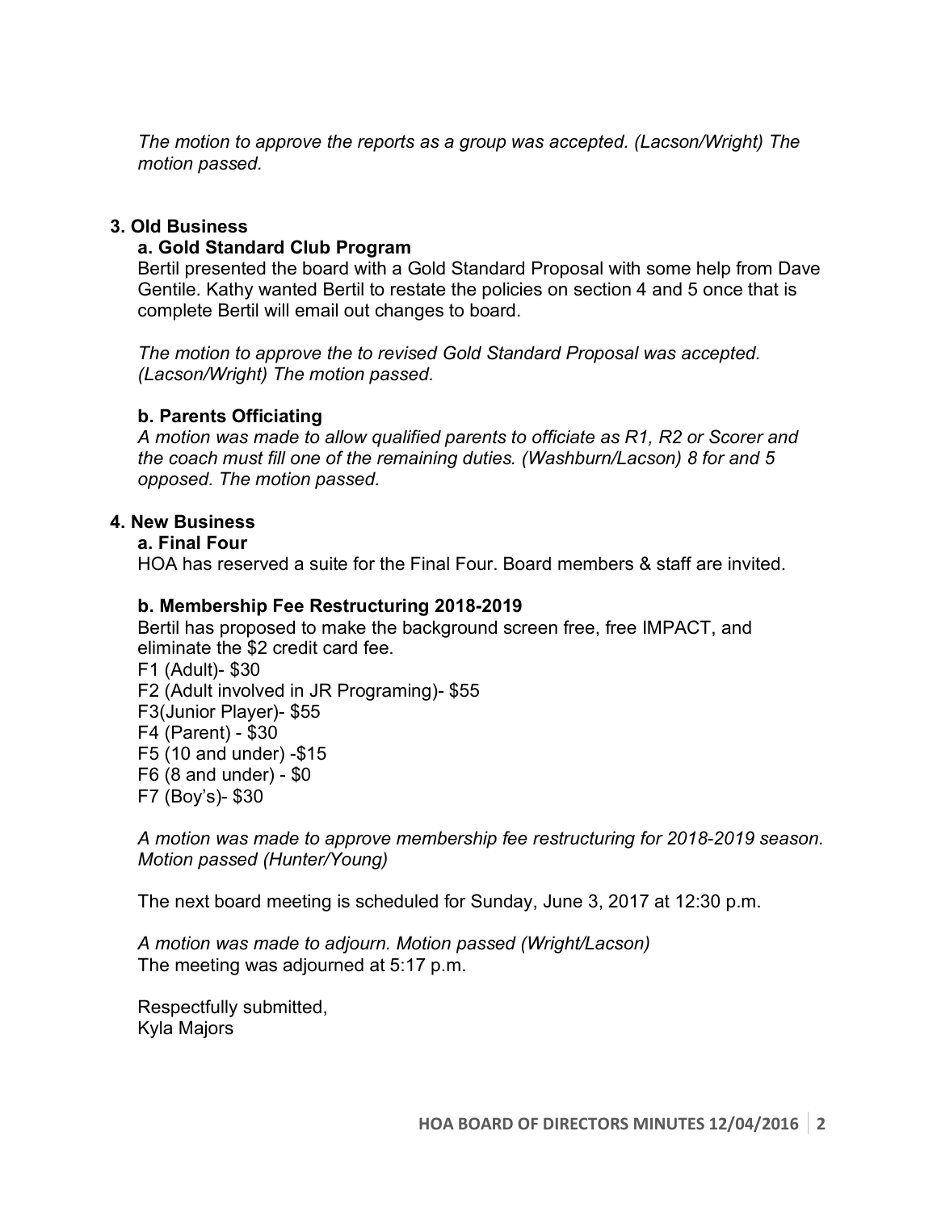*The motion to approve the reports as a group was accepted. (Lacson/Wright) The motion passed.*

**3. Old Business**

**a. Gold Standard Club Program**

Bertil presented the board with a Gold Standard Proposal with some help from Dave Gentile. Kathy wanted Bertil to restate the policies on section 4 and 5 once that is complete Bertil will email out changes to board.

*The motion to approve the to revised Gold Standard Proposal was accepted. (Lacson/Wright) The motion passed.*

**b. Parents Officiating**

*A motion was made to allow qualified parents to officiate as R1, R2 or Scorer and the coach must fill one of the remaining duties. (Washburn/Lacson) 8 for and 5 opposed. The motion passed.*

**4. New Business**

**a. Final Four**

HOA has reserved a suite for the Final Four. Board members & staff are invited.

**b. Membership Fee Restructuring 2018-2019**

Bertil has proposed to make the background screen free, free IMPACT, and eliminate the $2 credit card fee.

F1 (Adult)- $30
F2 (Adult involved in JR Programing)- $55
F3(Junior Player)- $55
F4 (Parent) - $30
F5 (10 and under) -$15
F6 (8 and under) - $0
F7 (Boy's)- $30

*A motion was made to approve membership fee restructuring for 2018-2019 season. Motion passed (Hunter/Young)*

The next board meeting is scheduled for Sunday, June 3, 2017 at 12:30 p.m.

*A motion was made to adjourn. Motion passed (Wright/Lacson)*
The meeting was adjourned at 5:17 p.m.

Respectfully submitted,
Kyla Majors